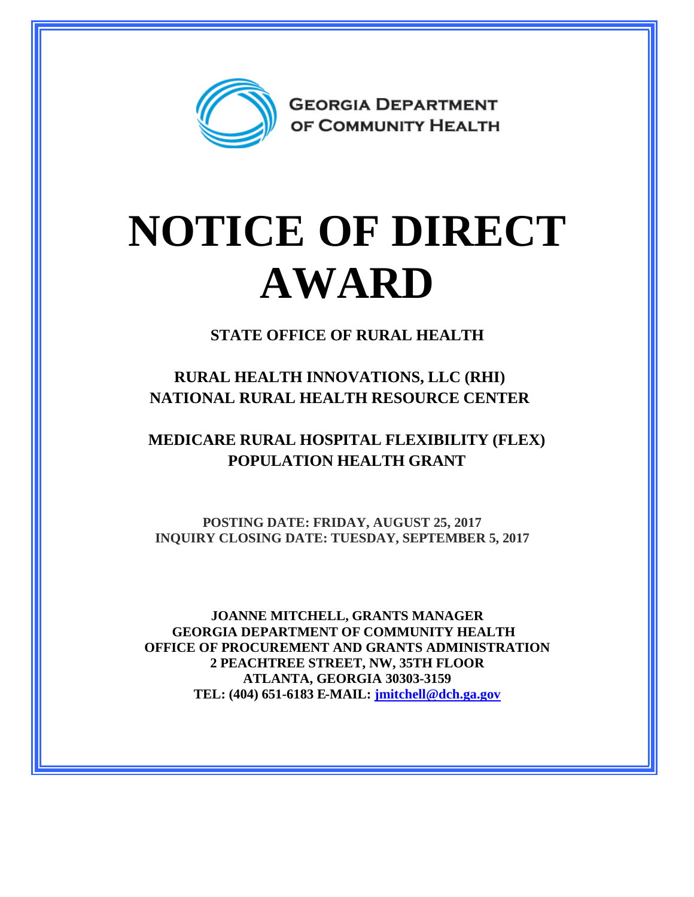GEORGIA DEPARTMENT OF COMMUNITY HEALTH

# NOTICE OF DIRECT AWARD

**STATE OFFICE OF RURAL HEALTH**

**RURAL HEALTH INNOVATIONS, LLC (RHI)**
**NATIONAL RURAL HEALTH RESOURCE CENTER**

**MEDICARE RURAL HOSPITAL FLEXIBILITY (FLEX)**
**POPULATION HEALTH GRANT**

**POSTING DATE: FRIDAY, AUGUST 25, 2017**
**INQUIRY CLOSING DATE: TUESDAY, SEPTEMBER 5, 2017**

**JOANNE MITCHELL, GRANTS MANAGER**
**GEORGIA DEPARTMENT OF COMMUNITY HEALTH**
**OFFICE OF PROCUREMENT AND GRANTS ADMINISTRATION**
**2 PEACHTREE STREET, NW, 35TH FLOOR**
**ATLANTA, GEORGIA 30303-3159**
**TEL: (404) 651-6183 E-MAIL: jmitchell@dch.ga.gov**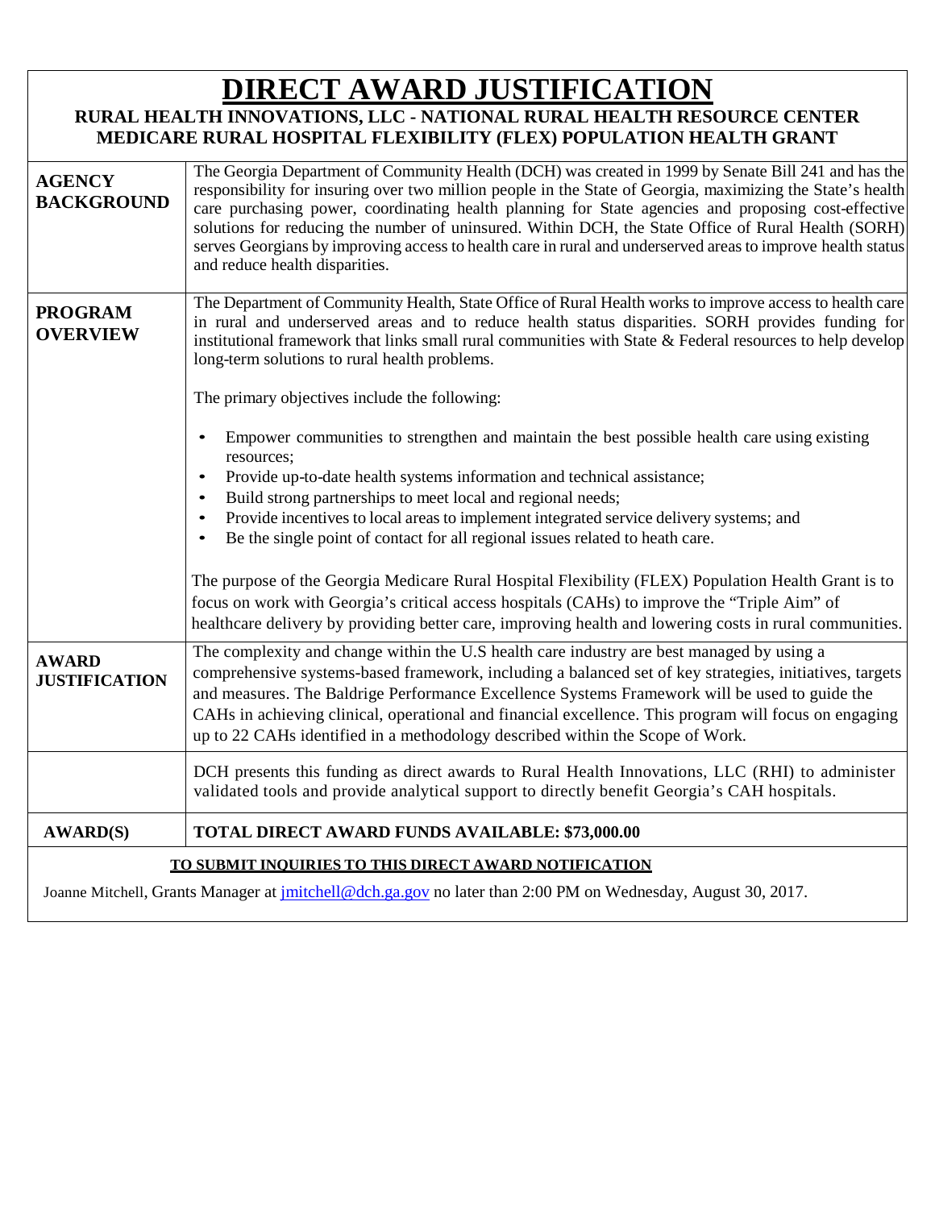# DIRECT AWARD JUSTIFICATION

## RURAL HEALTH INNOVATIONS, LLC - NATIONAL RURAL HEALTH RESOURCE CENTER MEDICARE RURAL HOSPITAL FLEXIBILITY (FLEX) POPULATION HEALTH GRANT

| | |
|---|---|
| **AGENCY BACKGROUND** | The Georgia Department of Community Health (DCH) was created in 1999 by Senate Bill 241 and has the responsibility for insuring over two million people in the State of Georgia, maximizing the State's health care purchasing power, coordinating health planning for State agencies and proposing cost-effective solutions for reducing the number of uninsured. Within DCH, the State Office of Rural Health (SORH) serves Georgians by improving access to health care in rural and underserved areas to improve health status and reduce health disparities. |
| **PROGRAM OVERVIEW** | The Department of Community Health, State Office of Rural Health works to improve access to health care in rural and underserved areas and to reduce health status disparities. SORH provides funding for institutional framework that links small rural communities with State & Federal resources to help develop long-term solutions to rural health problems.<br><br>The primary objectives include the following:<br><br>• Empower communities to strengthen and maintain the best possible health care using existing resources;<br>• Provide up-to-date health systems information and technical assistance;<br>• Build strong partnerships to meet local and regional needs;<br>• Provide incentives to local areas to implement integrated service delivery systems; and<br>• Be the single point of contact for all regional issues related to heath care.<br><br>The purpose of the Georgia Medicare Rural Hospital Flexibility (FLEX) Population Health Grant is to focus on work with Georgia's critical access hospitals (CAHs) to improve the "Triple Aim" of healthcare delivery by providing better care, improving health and lowering costs in rural communities. |
| **AWARD JUSTIFICATION** | The complexity and change within the U.S health care industry are best managed by using a comprehensive systems-based framework, including a balanced set of key strategies, initiatives, targets and measures. The Baldrige Performance Excellence Systems Framework will be used to guide the CAHs in achieving clinical, operational and financial excellence. This program will focus on engaging up to 22 CAHs identified in a methodology described within the Scope of Work. |
| | DCH presents this funding as direct awards to Rural Health Innovations, LLC (RHI) to administer validated tools and provide analytical support to directly benefit Georgia's CAH hospitals. |
| **AWARD(S)** | **TOTAL DIRECT AWARD FUNDS AVAILABLE: $73,000.00** |

**TO SUBMIT INQUIRIES TO THIS DIRECT AWARD NOTIFICATION**

Joanne Mitchell, Grants Manager at jmitchell@dch.ga.gov no later than 2:00 PM on Wednesday, August 30, 2017.